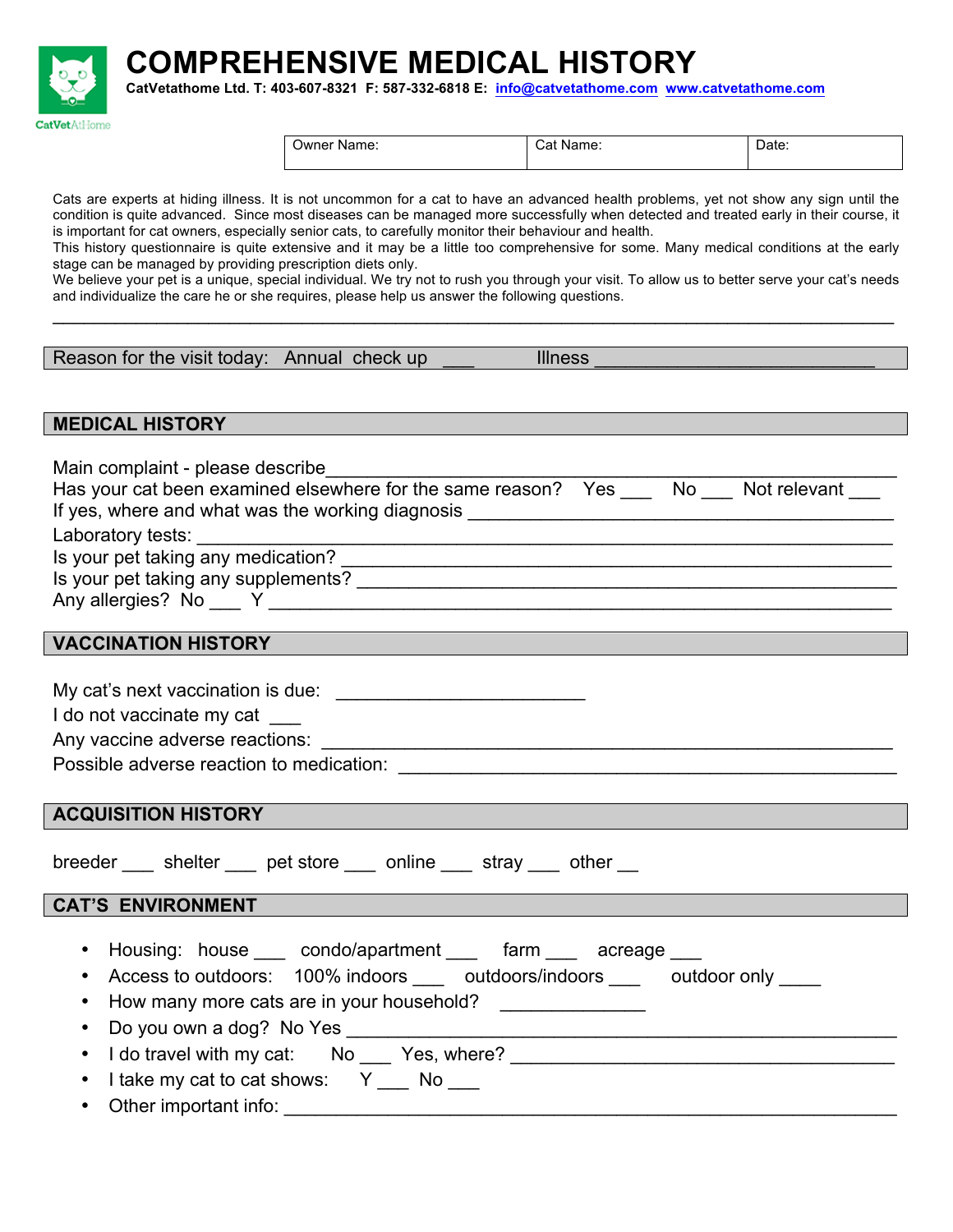# COMPREHENSIVE MEDICAL HISTORY

**CatVetathome Ltd. T: 403-607-8321 F: 587-332-6818 E: info@catvetathome.com www.catvetathome.com**

CatVetAtHome

| Owner Name: | Cat Name: | Date: |
|---|---|---|
| | | |

Cats are experts at hiding illness. It is not uncommon for a cat to have an advanced health problems, yet not show any sign until the condition is quite advanced. Since most diseases can be managed more successfully when detected and treated early in their course, it is important for cat owners, especially senior cats, to carefully monitor their behaviour and health.

This history questionnaire is quite extensive and it may be a little too comprehensive for some. Many medical conditions at the early stage can be managed by providing prescription diets only.

We believe your pet is a unique, special individual. We try not to rush you through your visit. To allow us to better serve your cat's needs and individualize the care he or she requires, please help us answer the following questions.

___________________________________________________________________________

Reason for the visit today: Annual check up ___ Illness ___________________________

## MEDICAL HISTORY

Main complaint - please describe_____________________________________________

Has your cat been examined elsewhere for the same reason? Yes ___ No ___ Not relevant ___

If yes, where and what was the working diagnosis _____________________________

Laboratory tests: _______________________________________________________

Is your pet taking any medication? _________________________________________

Is your pet taking any supplements? ________________________________________

Any allergies? No ___ Y ___________________________________________________

## VACCINATION HISTORY

My cat's next vaccination is due: _______________________

I do not vaccinate my cat ___

Any vaccine adverse reactions: ____________________________________________

Possible adverse reaction to medication: _____________________________________

## ACQUISITION HISTORY

breeder ___ shelter ___ pet store ___ online ___ stray ___ other __

## CAT'S ENVIRONMENT

- Housing: house ___ condo/apartment ___ farm ___ acreage ___
- Access to outdoors: 100% indoors ___ outdoors/indoors ___ outdoor only ____
- How many more cats are in your household? ______________
- Do you own a dog? No Yes _________________________________________________
- I do travel with my cat: No ___ Yes, where? _________________________________
- I take my cat to cat shows: Y ___ No ___
- Other important info: ______________________________________________________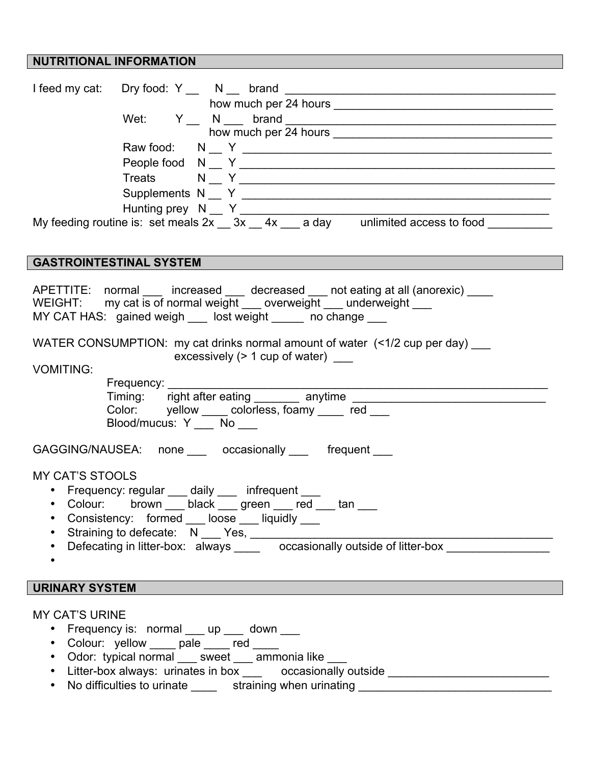## NUTRITIONAL INFORMATION

I feed my cat: Dry food: Y __ N __ brand ____________________________________________
how much per 24 hours ___________________________________
Wet: Y __ N ___ brand ____________________________________________
how much per 24 hours ___________________________________
Raw food: N __ Y _________________________________________________
People food N __ Y _________________________________________________
Treats N __ Y _________________________________________________
Supplements N __ Y _________________________________________________
Hunting prey N __ Y _________________________________________________
My feeding routine is: set meals 2x __ 3x __ 4x ___ a day unlimited access to food __________

## GASTROINTESTINAL SYSTEM

APETTITE: normal ___ increased ___ decreased ___ not eating at all (anorexic) ____
WEIGHT: my cat is of normal weight ___ overweight ___ underweight ___
MY CAT HAS: gained weigh ___ lost weight _____ no change ___

WATER CONSUMPTION: my cat drinks normal amount of water (<1/2 cup per day) ___
excessively (> 1 cup of water) ___

VOMITING:
Frequency: _______________________________________________________________
Timing: right after eating _______ anytime _______________________________
Color: yellow ____ colorless, foamy ____ red ___
Blood/mucus: Y ___ No ___

GAGGING/NAUSEA: none ___ occasionally ___ frequent ___

MY CAT'S STOOLS

- Frequency: regular ___ daily ___ infrequent ___
- Colour: brown ___ black ___ green ___ red ___ tan ___
- Consistency: formed ___ loose ___ liquidly ___
- Straining to defecate: N ___ Yes, ___________________________________________________
- Defecating in litter-box: always ____ occasionally outside of litter-box ________________
-

## URINARY SYSTEM

MY CAT'S URINE

- Frequency is: normal ___ up ___ down ___
- Colour: yellow ____ pale ____ red ____
- Odor: typical normal ___ sweet ___ ammonia like ___
- Litter-box always: urinates in box ___ occasionally outside _________________________
- No difficulties to urinate ____ straining when urinating ______________________________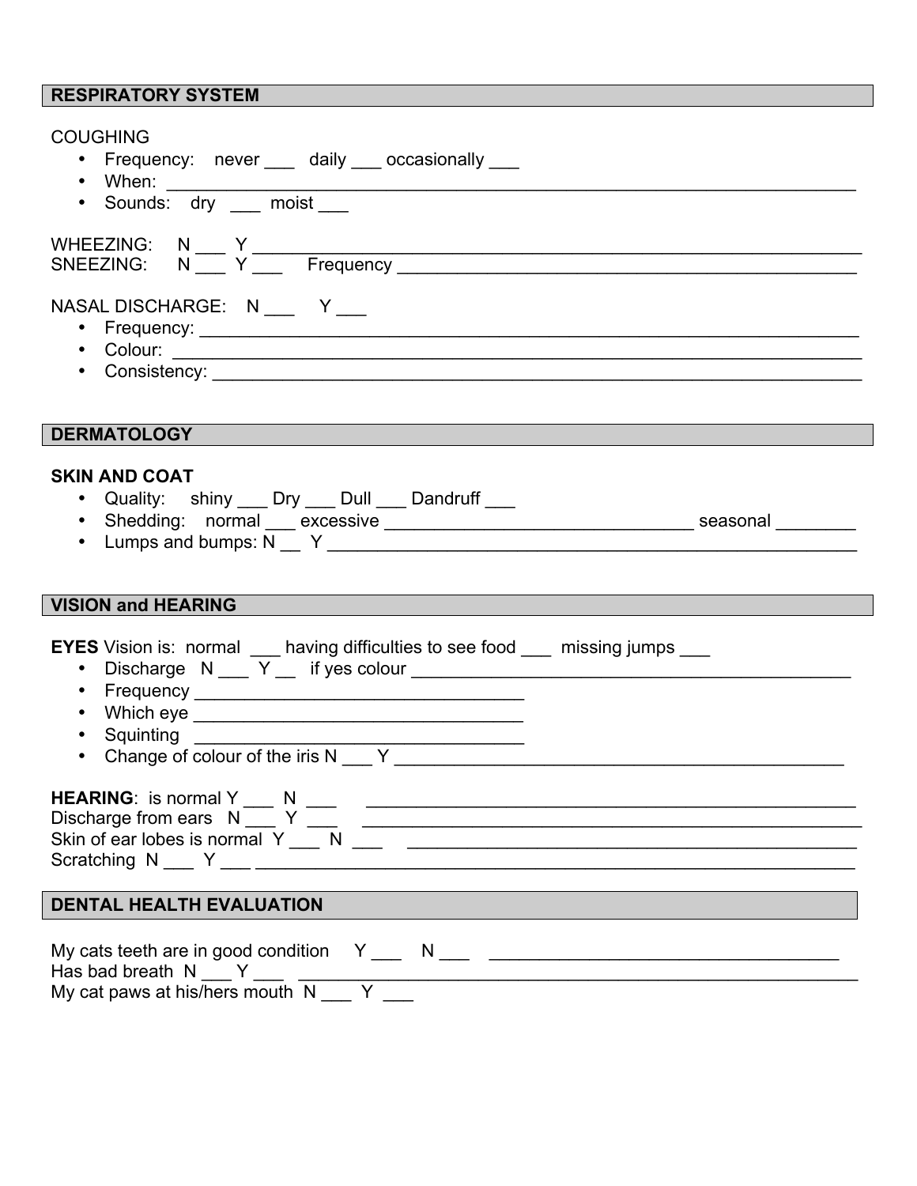## RESPIRATORY SYSTEM

COUGHING

- Frequency: never ___ daily ___ occasionally ___
- When: ______________________________________________________________________
- Sounds: dry ___ moist ___

WHEEZING: N ___ Y ______________________________________________________________
SNEEZING: N ___ Y ___ Frequency ______________________________________________

NASAL DISCHARGE: N ___ Y ___

- Frequency: __________________________________________________________________
- Colour: _____________________________________________________________________
- Consistency: ________________________________________________________________

## DERMATOLOGY

**SKIN AND COAT**

- Quality: shiny ___ Dry ___ Dull ___ Dandruff ___
- Shedding: normal ___ excessive ______________________________ seasonal ________
- Lumps and bumps: N __ Y ____________________________________________________

## VISION and HEARING

**EYES** Vision is: normal ___ having difficulties to see food ___ missing jumps ___

- Discharge N ___ Y __ if yes colour _____________________________________________
- Frequency _________________________________
- Which eye _________________________________
- Squinting _________________________________
- Change of colour of the iris N ___ Y ____________________________________________

**HEARING**: is normal Y ___ N ___ ________________________________________________
Discharge from ears N ___ Y ___ _________________________________________________
Skin of ear lobes is normal Y ___ N ___ ___________________________________________
Scratching N ___ Y ___ _________________________________________________________

## DENTAL HEALTH EVALUATION

My cats teeth are in good condition Y ___ N ___ ___________________________________
Has bad breath N ___ Y ___ ______________________________________________________
My cat paws at his/hers mouth N ___ Y ___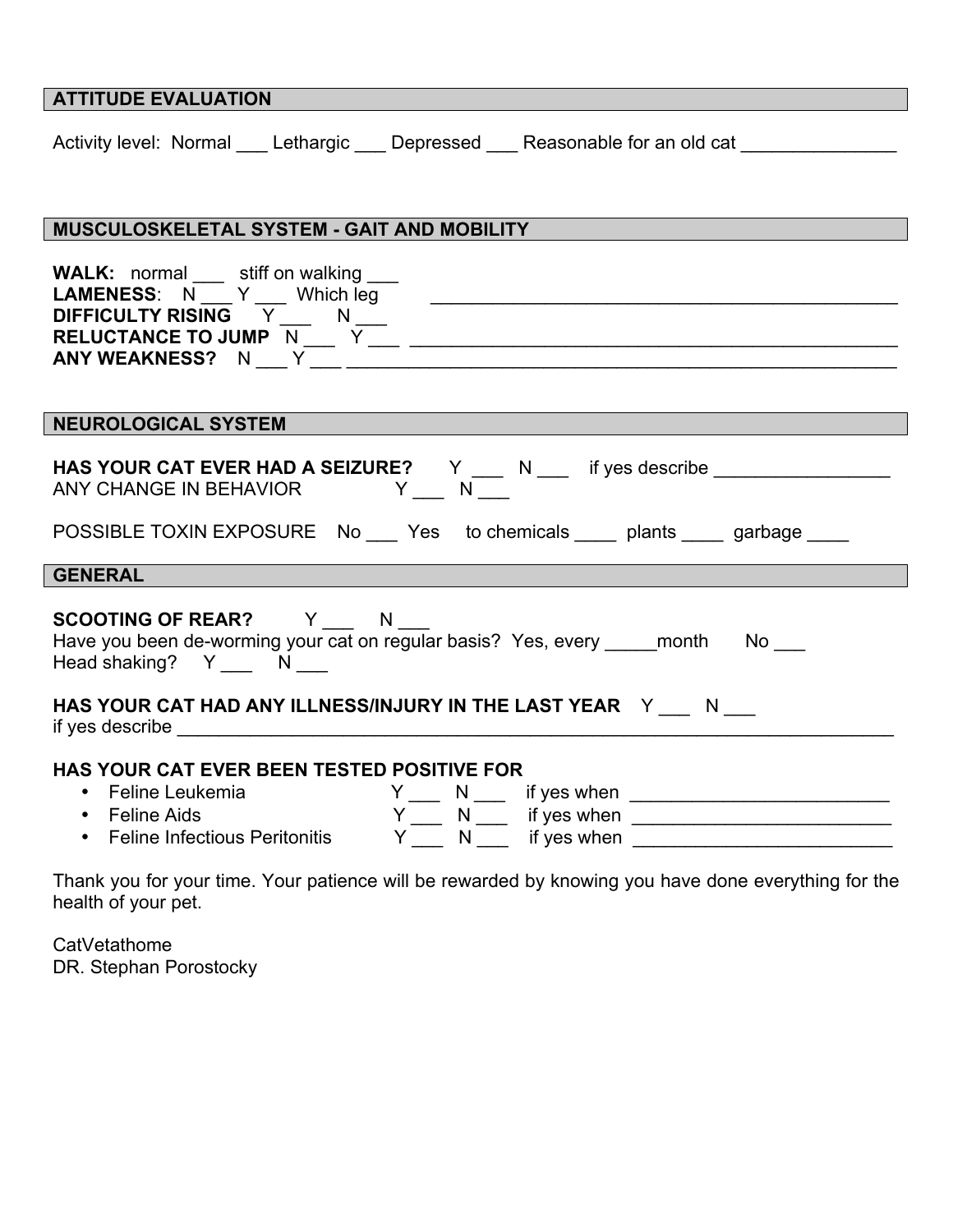## ATTITUDE EVALUATION

Activity level: Normal ___ Lethargic ___ Depressed ___ Reasonable for an old cat _______________

## MUSCULOSKELETAL SYSTEM - GAIT AND MOBILITY

**WALK:** normal ___ stiff on walking ___
**LAMENESS**: N ___ Y ___ Which leg ________________________________________________
**DIFFICULTY RISING** Y ___ N ___
**RELUCTANCE TO JUMP** N ___ Y ___ ____________________________________________________
**ANY WEAKNESS?** N ___ Y ___ ________________________________________________________

## NEUROLOGICAL SYSTEM

**HAS YOUR CAT EVER HAD A SEIZURE?** Y ___ N ___ if yes describe __________________
ANY CHANGE IN BEHAVIOR Y ___ N ___

POSSIBLE TOXIN EXPOSURE No ___ Yes to chemicals ____ plants ____ garbage ____

## GENERAL

**SCOOTING OF REAR?** Y ___ N ___
Have you been de-worming your cat on regular basis? Yes, every _____month No ___
Head shaking? Y ___ N ___

**HAS YOUR CAT HAD ANY ILLNESS/INJURY IN THE LAST YEAR** Y ___ N ___
if yes describe ______________________________________________________________________

**HAS YOUR CAT EVER BEEN TESTED POSITIVE FOR**

- Feline Leukemia Y ___ N ___ if yes when __________________________
- Feline Aids Y ___ N ___ if yes when __________________________
- Feline Infectious Peritonitis Y ___ N ___ if yes when __________________________

Thank you for your time. Your patience will be rewarded by knowing you have done everything for the health of your pet.

CatVetathome
DR. Stephan Porostocky